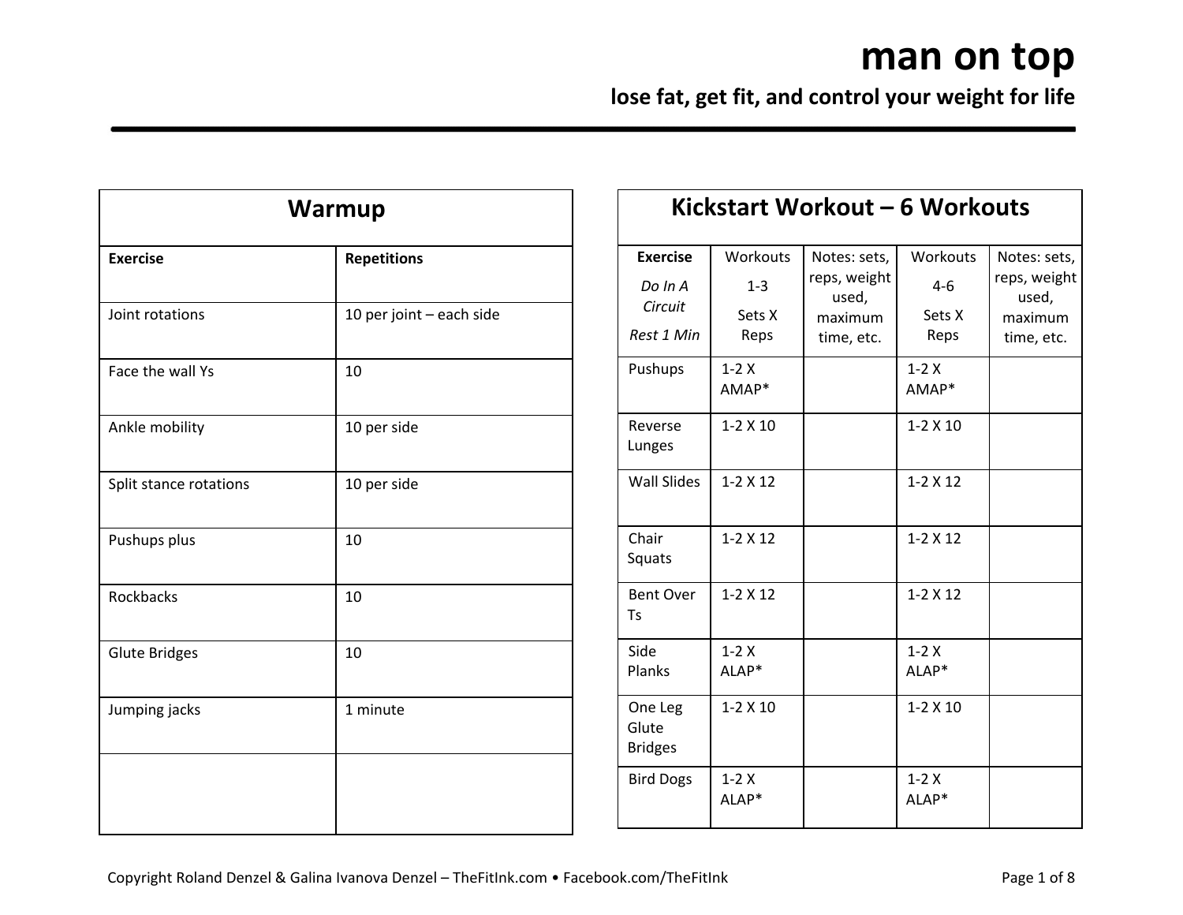# man on top

## lose fat, get fit, and control your weight for life

### Warmup

| Exercise | Repetitions |
|---|---|
| Joint rotations | 10 per joint – each side |
| Face the wall Ys | 10 |
| Ankle mobility | 10 per side |
| Split stance rotations | 10 per side |
| Pushups plus | 10 |
| Rockbacks | 10 |
| Glute Bridges | 10 |
| Jumping jacks | 1 minute |
| | |

### Kickstart Workout – 6 Workouts

| **Exercise** *Do In A Circuit* *Rest 1 Min* | Workouts 1-3 Sets X Reps | Notes: sets, reps, weight used, maximum time, etc. | Workouts 4-6 Sets X Reps | Notes: sets, reps, weight used, maximum time, etc. |
|---|---|---|---|---|
| Pushups | 1-2 X AMAP* | | 1-2 X AMAP* | |
| Reverse Lunges | 1-2 X 10 | | 1-2 X 10 | |
| Wall Slides | 1-2 X 12 | | 1-2 X 12 | |
| Chair Squats | 1-2 X 12 | | 1-2 X 12 | |
| Bent Over Ts | 1-2 X 12 | | 1-2 X 12 | |
| Side Planks | 1-2 X ALAP* | | 1-2 X ALAP* | |
| One Leg Glute Bridges | 1-2 X 10 | | 1-2 X 10 | |
| Bird Dogs | 1-2 X ALAP* | | 1-2 X ALAP* | |

Copyright Roland Denzel & Galina Ivanova Denzel – TheFitInk.com • Facebook.com/TheFitInk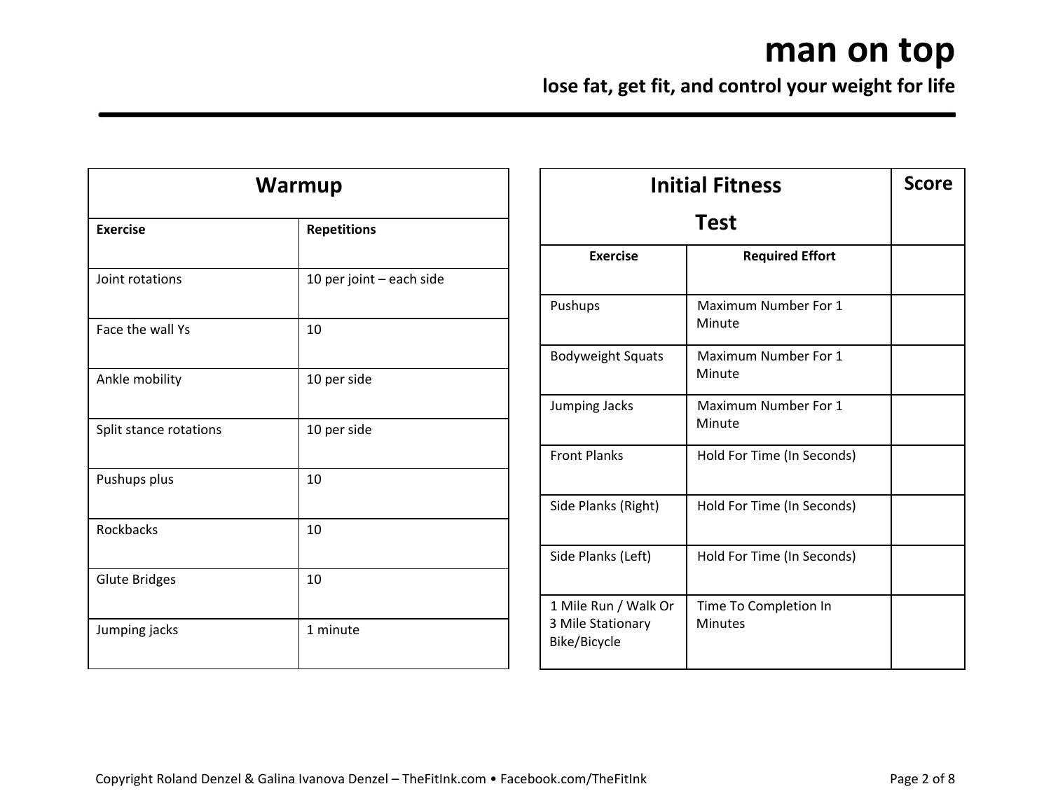## Warmup

| Exercise | Repetitions |
|---|---|
| Joint rotations | 10 per joint – each side |
| Face the wall Ys | 10 |
| Ankle mobility | 10 per side |
| Split stance rotations | 10 per side |
| Pushups plus | 10 |
| Rockbacks | 10 |
| Glute Bridges | 10 |
| Jumping jacks | 1 minute |

## Initial Fitness Test

| Exercise | Required Effort | Score |
|---|---|---|
| Pushups | Maximum Number For 1 Minute | |
| Bodyweight Squats | Maximum Number For 1 Minute | |
| Jumping Jacks | Maximum Number For 1 Minute | |
| Front Planks | Hold For Time (In Seconds) | |
| Side Planks (Right) | Hold For Time (In Seconds) | |
| Side Planks (Left) | Hold For Time (In Seconds) | |
| 1 Mile Run / Walk Or 3 Mile Stationary Bike/Bicycle | Time To Completion In Minutes | |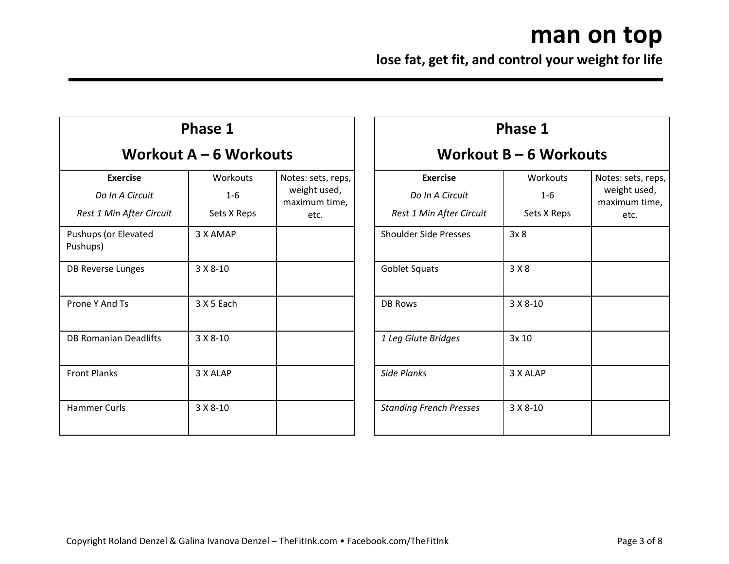| Phase 1<br>Workout A – 6 Workouts | | |
|---|---|---|
| **Exercise**<br>*Do In A Circuit*<br>*Rest 1 Min After Circuit* | Workouts<br>1-6<br>Sets X Reps | Notes: sets, reps, weight used, maximum time, etc. |
| Pushups (or Elevated Pushups) | 3 X AMAP | |
| DB Reverse Lunges | 3 X 8-10 | |
| Prone Y And Ts | 3 X 5 Each | |
| DB Romanian Deadlifts | 3 X 8-10 | |
| Front Planks | 3 X ALAP | |
| Hammer Curls | 3 X 8-10 | |

| Phase 1<br>Workout B – 6 Workouts | | |
|---|---|---|
| **Exercise**<br>*Do In A Circuit*<br>*Rest 1 Min After Circuit* | Workouts<br>1-6<br>Sets X Reps | Notes: sets, reps, weight used, maximum time, etc. |
| Shoulder Side Presses | 3x 8 | |
| Goblet Squats | 3 X 8 | |
| DB Rows | 3 X 8-10 | |
| *1 Leg Glute Bridges* | 3x 10 | |
| *Side Planks* | 3 X ALAP | |
| *Standing French Presses* | 3 X 8-10 | |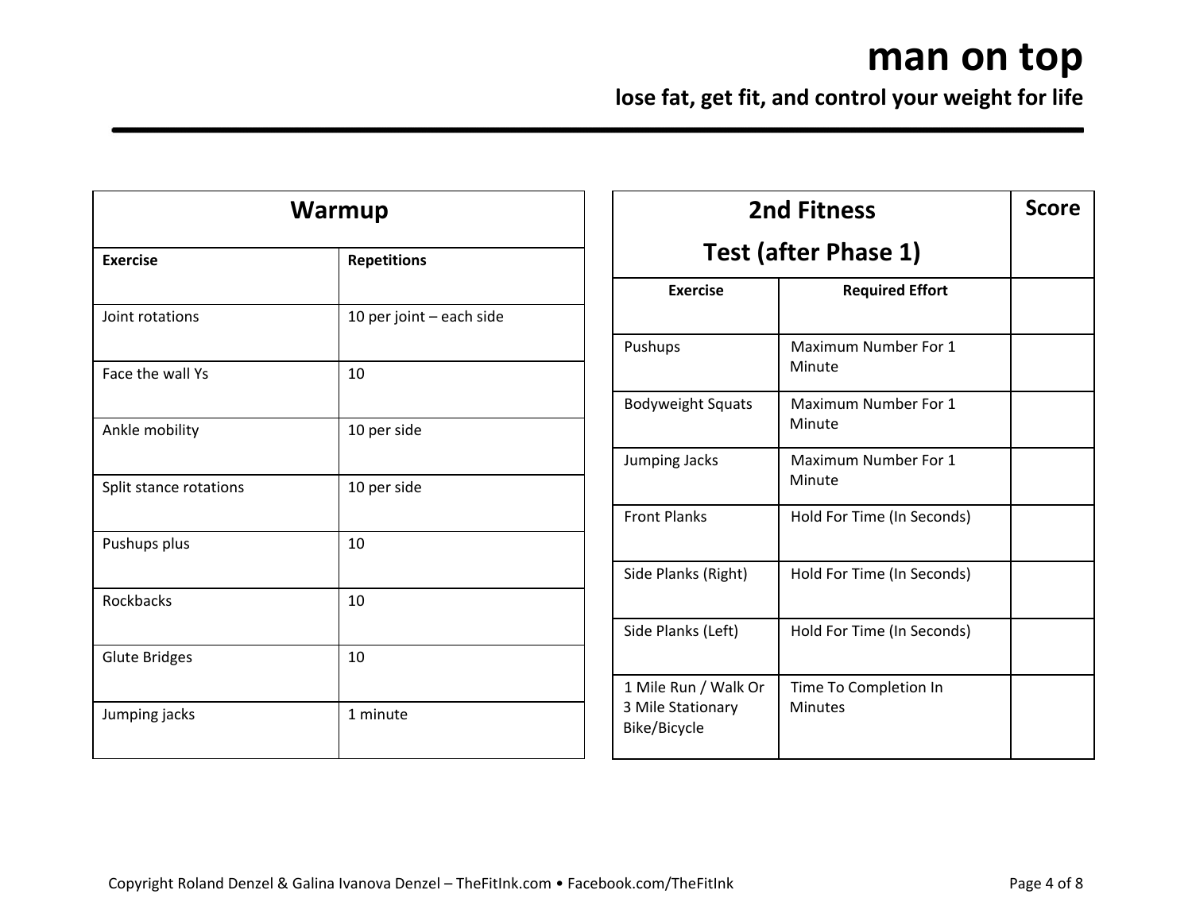# man on top

## lose fat, get fit, and control your weight for life

| Warmup | |
|---|---|
| **Exercise** | **Repetitions** |
| Joint rotations | 10 per joint – each side |
| Face the wall Ys | 10 |
| Ankle mobility | 10 per side |
| Split stance rotations | 10 per side |
| Pushups plus | 10 |
| Rockbacks | 10 |
| Glute Bridges | 10 |
| Jumping jacks | 1 minute |

| 2nd Fitness Test (after Phase 1) | | Score |
|---|---|---|
| **Exercise** | **Required Effort** | |
| Pushups | Maximum Number For 1 Minute | |
| Bodyweight Squats | Maximum Number For 1 Minute | |
| Jumping Jacks | Maximum Number For 1 Minute | |
| Front Planks | Hold For Time (In Seconds) | |
| Side Planks (Right) | Hold For Time (In Seconds) | |
| Side Planks (Left) | Hold For Time (In Seconds) | |
| 1 Mile Run / Walk Or 3 Mile Stationary Bike/Bicycle | Time To Completion In Minutes | |

Copyright Roland Denzel & Galina Ivanova Denzel – TheFitInk.com • Facebook.com/TheFitInk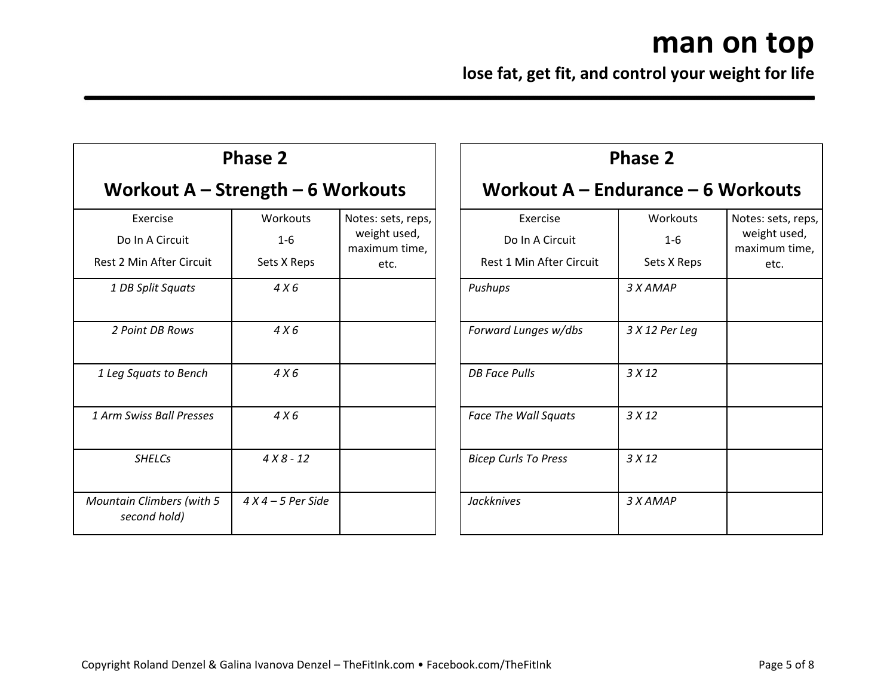# man on top

**lose fat, get fit, and control your weight for life**

## Phase 2

## Workout A – Strength – 6 Workouts

| Exercise Do In A Circuit Rest 2 Min After Circuit | Workouts 1-6 Sets X Reps | Notes: sets, reps, weight used, maximum time, etc. |
| --- | --- | --- |
| *1 DB Split Squats* | *4 X 6* | |
| *2 Point DB Rows* | *4 X 6* | |
| *1 Leg Squats to Bench* | *4 X 6* | |
| *1 Arm Swiss Ball Presses* | *4 X 6* | |
| *SHELCs* | *4 X 8 - 12* | |
| *Mountain Climbers (with 5 second hold)* | *4 X 4 – 5 Per Side* | |

## Phase 2

## Workout A – Endurance – 6 Workouts

| Exercise Do In A Circuit Rest 1 Min After Circuit | Workouts 1-6 Sets X Reps | Notes: sets, reps, weight used, maximum time, etc. |
| --- | --- | --- |
| *Pushups* | *3 X AMAP* | |
| *Forward Lunges w/dbs* | *3 X 12 Per Leg* | |
| *DB Face Pulls* | *3 X 12* | |
| *Face The Wall Squats* | *3 X 12* | |
| *Bicep Curls To Press* | *3 X 12* | |
| *Jackknives* | *3 X AMAP* | |

Copyright Roland Denzel & Galina Ivanova Denzel – TheFitInk.com • Facebook.com/TheFitInk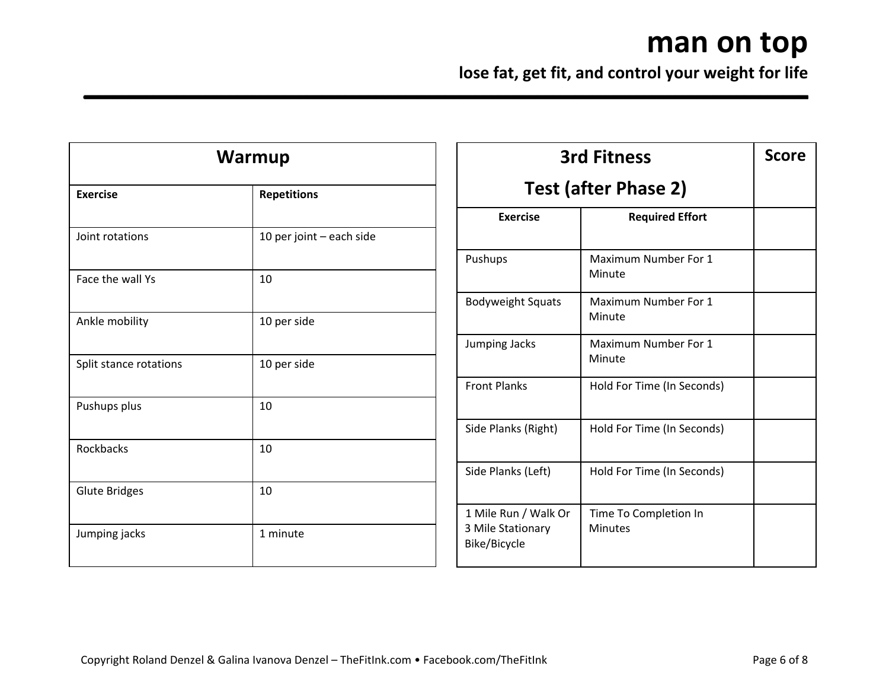# man on top

## lose fat, get fit, and control your weight for life

| Warmup | |
|---|---|
| **Exercise** | **Repetitions** |
| Joint rotations | 10 per joint – each side |
| Face the wall Ys | 10 |
| Ankle mobility | 10 per side |
| Split stance rotations | 10 per side |
| Pushups plus | 10 |
| Rockbacks | 10 |
| Glute Bridges | 10 |
| Jumping jacks | 1 minute |

| 3rd Fitness Test (after Phase 2) | | Score |
|---|---|---|
| **Exercise** | **Required Effort** | |
| Pushups | Maximum Number For 1 Minute | |
| Bodyweight Squats | Maximum Number For 1 Minute | |
| Jumping Jacks | Maximum Number For 1 Minute | |
| Front Planks | Hold For Time (In Seconds) | |
| Side Planks (Right) | Hold For Time (In Seconds) | |
| Side Planks (Left) | Hold For Time (In Seconds) | |
| 1 Mile Run / Walk Or 3 Mile Stationary Bike/Bicycle | Time To Completion In Minutes | |

Copyright Roland Denzel & Galina Ivanova Denzel – TheFitInk.com • Facebook.com/TheFitInk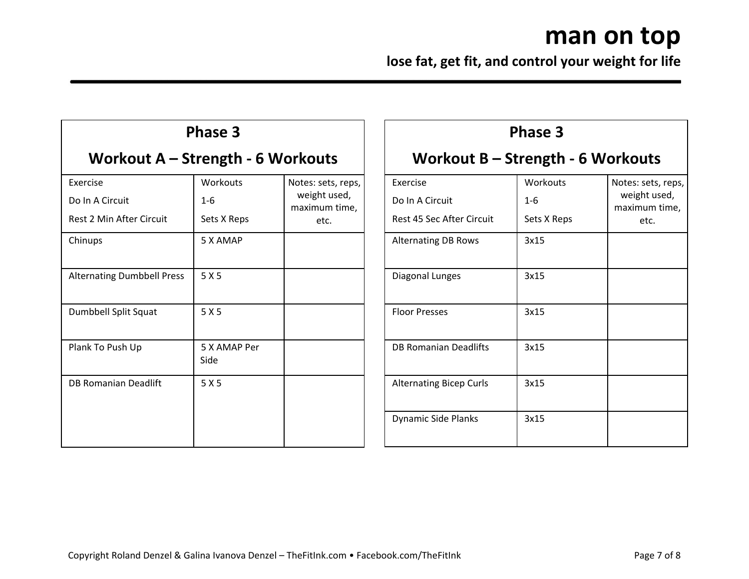## Phase 3

### Workout A – Strength - 6 Workouts

| Exercise<br>Do In A Circuit<br>Rest 2 Min After Circuit | Workouts<br>1-6<br>Sets X Reps | Notes: sets, reps, weight used, maximum time, etc. |
|---|---|---|
| Chinups | 5 X AMAP | |
| Alternating Dumbbell Press | 5 X 5 | |
| Dumbbell Split Squat | 5 X 5 | |
| Plank To Push Up | 5 X AMAP Per Side | |
| DB Romanian Deadlift | 5 X 5 | |

## Phase 3

### Workout B – Strength - 6 Workouts

| Exercise<br>Do In A Circuit<br>Rest 45 Sec After Circuit | Workouts<br>1-6<br>Sets X Reps | Notes: sets, reps, weight used, maximum time, etc. |
|---|---|---|
| Alternating DB Rows | 3x15 | |
| Diagonal Lunges | 3x15 | |
| Floor Presses | 3x15 | |
| DB Romanian Deadlifts | 3x15 | |
| Alternating Bicep Curls | 3x15 | |
| Dynamic Side Planks | 3x15 | |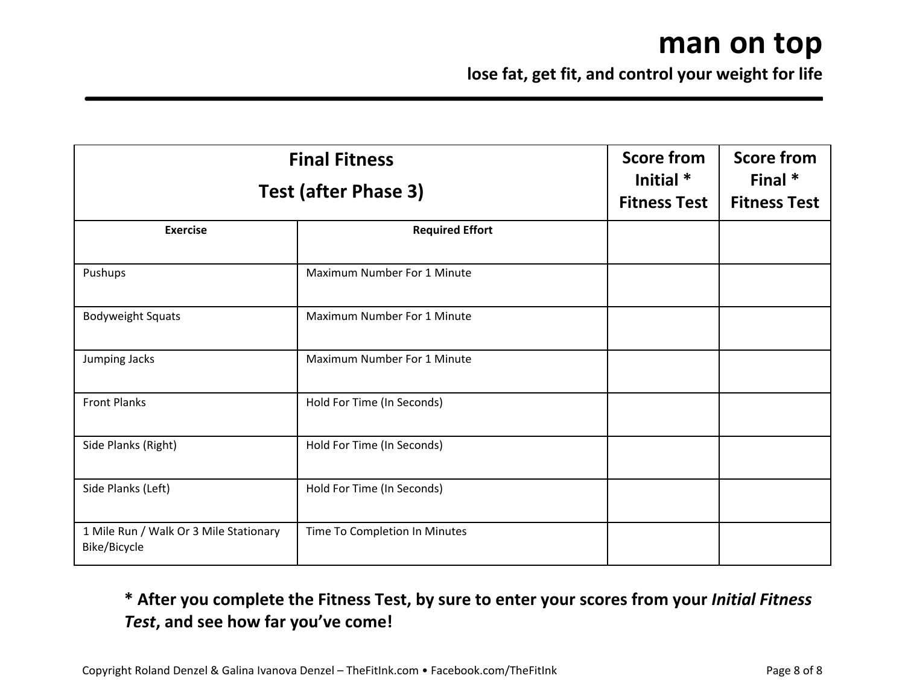| Final Fitness Test (after Phase 3) | | Score from Initial * Fitness Test | Score from Final * Fitness Test |
|---|---|---|---|
| **Exercise** | **Required Effort** | | |
| Pushups | Maximum Number For 1 Minute | | |
| Bodyweight Squats | Maximum Number For 1 Minute | | |
| Jumping Jacks | Maximum Number For 1 Minute | | |
| Front Planks | Hold For Time (In Seconds) | | |
| Side Planks (Right) | Hold For Time (In Seconds) | | |
| Side Planks (Left) | Hold For Time (In Seconds) | | |
| 1 Mile Run / Walk Or 3 Mile Stationary Bike/Bicycle | Time To Completion In Minutes | | |

**\* After you complete the Fitness Test, by sure to enter your scores from your *Initial Fitness Test*, and see how far you've come!**

Copyright Roland Denzel & Galina Ivanova Denzel – TheFitInk.com • Facebook.com/TheFitInk